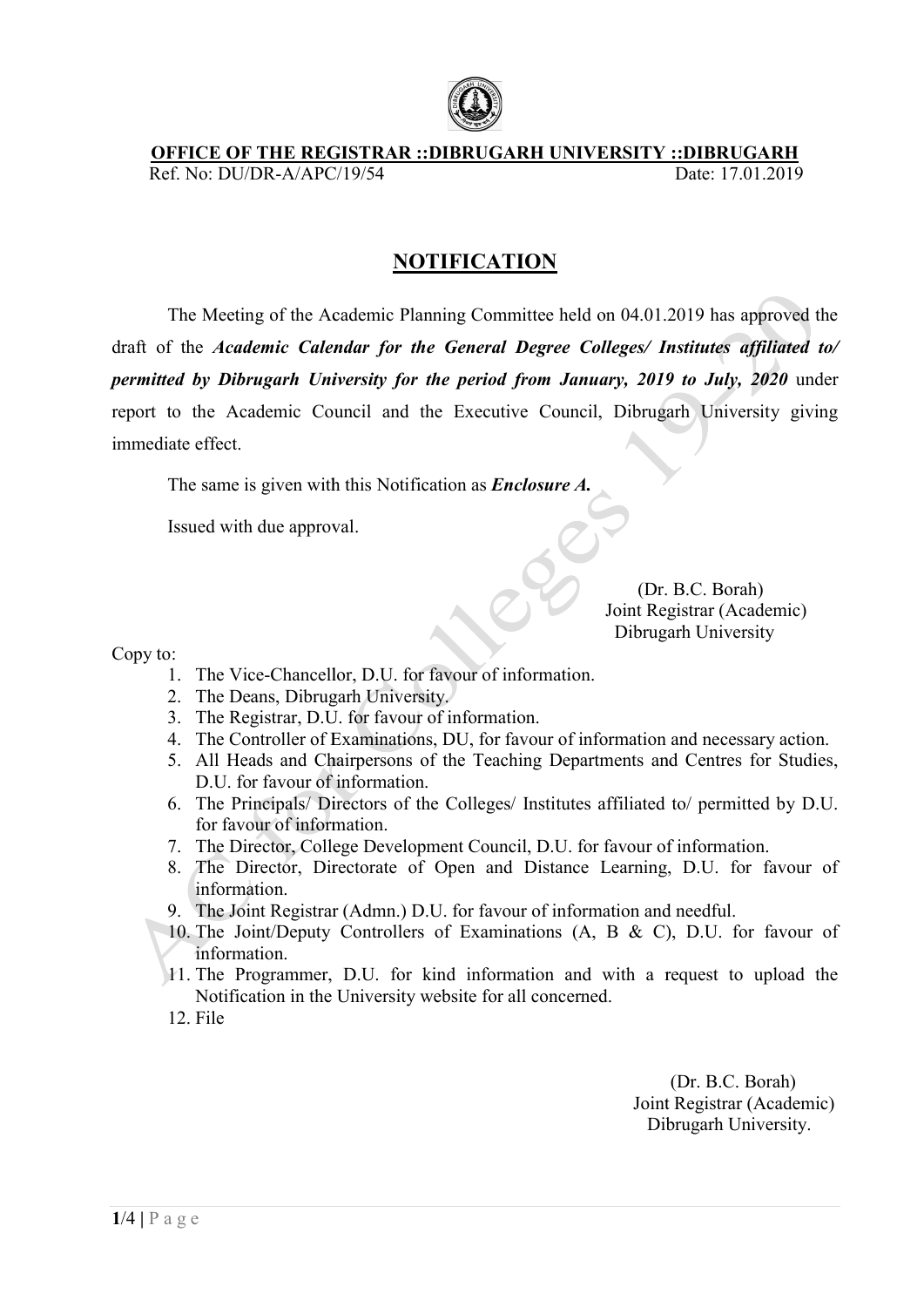**OFFICE OF THE REGISTRAR ::DIBRUGARH UNIVERSITY ::DIBRUGARH**

Ref. No: DU/DR-A/APC/19/54 Date: 17.01.2019

## NOTIFICATION

The Meeting of the Academic Planning Committee held on 04.01.2019 has approved the draft of the ***Academic Calendar for the General Degree Colleges/ Institutes affiliated to/ permitted by Dibrugarh University for the period from January, 2019 to July, 2020*** under report to the Academic Council and the Executive Council, Dibrugarh University giving immediate effect.

The same is given with this Notification as ***Enclosure A.***

Issued with due approval.

(Dr. B.C. Borah)
Joint Registrar (Academic)
Dibrugarh University

Copy to:

1. The Vice-Chancellor, D.U. for favour of information.
2. The Deans, Dibrugarh University.
3. The Registrar, D.U. for favour of information.
4. The Controller of Examinations, DU, for favour of information and necessary action.
5. All Heads and Chairpersons of the Teaching Departments and Centres for Studies, D.U. for favour of information.
6. The Principals/ Directors of the Colleges/ Institutes affiliated to/ permitted by D.U. for favour of information.
7. The Director, College Development Council, D.U. for favour of information.
8. The Director, Directorate of Open and Distance Learning, D.U. for favour of information.
9. The Joint Registrar (Admn.) D.U. for favour of information and needful.
10. The Joint/Deputy Controllers of Examinations (A, B & C), D.U. for favour of information.
11. The Programmer, D.U. for kind information and with a request to upload the Notification in the University website for all concerned.
12. File

(Dr. B.C. Borah)
Joint Registrar (Academic)
Dibrugarh University.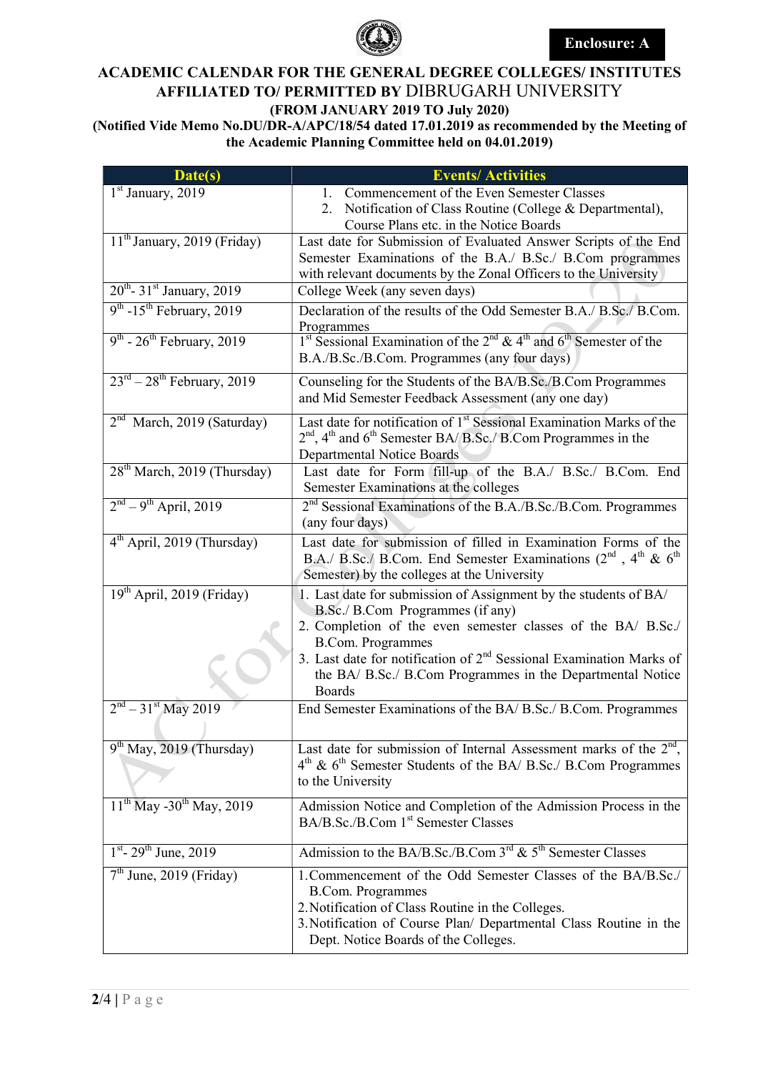**Enclosure: A**

# ACADEMIC CALENDAR FOR THE GENERAL DEGREE COLLEGES/ INSTITUTES AFFILIATED TO/ PERMITTED BY DIBRUGARH UNIVERSITY

### (FROM JANUARY 2019 TO July 2020)

### (Notified Vide Memo No.DU/DR-A/APC/18/54 dated 17.01.2019 as recommended by the Meeting of the Academic Planning Committee held on 04.01.2019)

| Date(s) | Events/ Activities |
|---|---|
| 1st January, 2019 | 1. Commencement of the Even Semester Classes<br>2. Notification of Class Routine (College & Departmental), Course Plans etc. in the Notice Boards |
| 11th January, 2019 (Friday) | Last date for Submission of Evaluated Answer Scripts of the End Semester Examinations of the B.A./ B.Sc./ B.Com programmes with relevant documents by the Zonal Officers to the University |
| 20th- 31st January, 2019 | College Week (any seven days) |
| 9th -15th February, 2019 | Declaration of the results of the Odd Semester B.A./ B.Sc./ B.Com. Programmes |
| 9th - 26th February, 2019 | 1st Sessional Examination of the 2nd & 4th and 6th Semester of the B.A./B.Sc./B.Com. Programmes (any four days) |
| 23rd – 28th February, 2019 | Counseling for the Students of the BA/B.Sc./B.Com Programmes and Mid Semester Feedback Assessment (any one day) |
| 2nd March, 2019 (Saturday) | Last date for notification of 1st Sessional Examination Marks of the 2nd, 4th and 6th Semester BA/ B.Sc./ B.Com Programmes in the Departmental Notice Boards |
| 28th March, 2019 (Thursday) | Last date for Form fill-up of the B.A./ B.Sc./ B.Com. End Semester Examinations at the colleges |
| 2nd – 9th April, 2019 | 2nd Sessional Examinations of the B.A./B.Sc./B.Com. Programmes (any four days) |
| 4th April, 2019 (Thursday) | Last date for submission of filled in Examination Forms of the B.A./ B.Sc./ B.Com. End Semester Examinations (2nd , 4th & 6th Semester) by the colleges at the University |
| 19th April, 2019 (Friday) | 1. Last date for submission of Assignment by the students of BA/ B.Sc./ B.Com Programmes (if any)<br>2. Completion of the even semester classes of the BA/ B.Sc./ B.Com. Programmes<br>3. Last date for notification of 2nd Sessional Examination Marks of the BA/ B.Sc./ B.Com Programmes in the Departmental Notice Boards |
| 2nd – 31st May 2019 | End Semester Examinations of the BA/ B.Sc./ B.Com. Programmes |
| 9th May, 2019 (Thursday) | Last date for submission of Internal Assessment marks of the 2nd, 4th & 6th Semester Students of the BA/ B.Sc./ B.Com Programmes to the University |
| 11th May -30th May, 2019 | Admission Notice and Completion of the Admission Process in the BA/B.Sc./B.Com 1st Semester Classes |
| 1st- 29th June, 2019 | Admission to the BA/B.Sc./B.Com 3rd & 5th Semester Classes |
| 7th June, 2019 (Friday) | 1. Commencement of the Odd Semester Classes of the BA/B.Sc./ B.Com. Programmes<br>2. Notification of Class Routine in the Colleges.<br>3. Notification of Course Plan/ Departmental Class Routine in the Dept. Notice Boards of the Colleges. |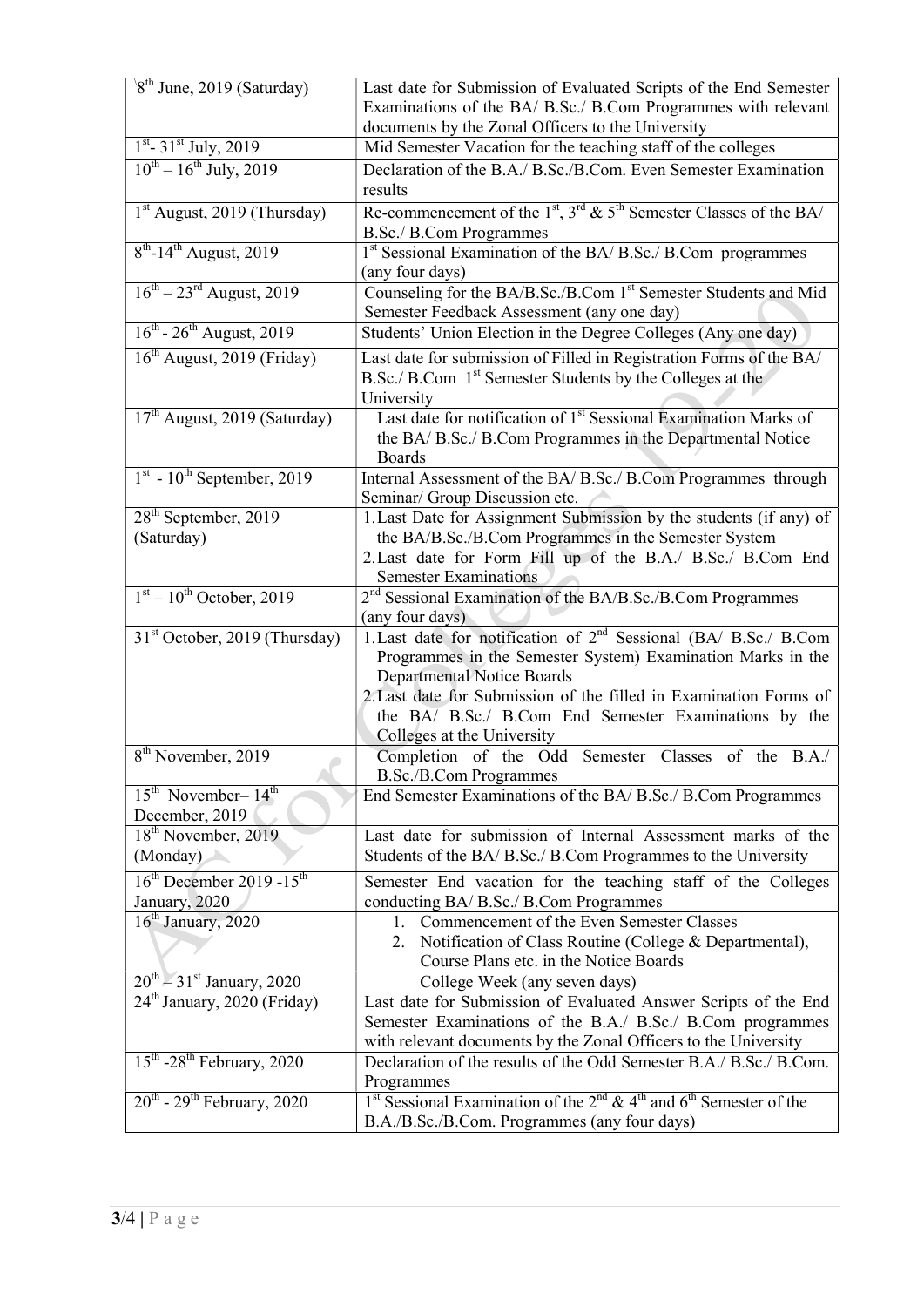| | |
|---|---|
| 8th June, 2019 (Saturday) | Last date for Submission of Evaluated Scripts of the End Semester Examinations of the BA/ B.Sc./ B.Com Programmes with relevant documents by the Zonal Officers to the University |
| 1st- 31st July, 2019 | Mid Semester Vacation for the teaching staff of the colleges |
| 10th – 16th July, 2019 | Declaration of the B.A./ B.Sc./B.Com. Even Semester Examination results |
| 1st August, 2019 (Thursday) | Re-commencement of the 1st, 3rd & 5th Semester Classes of the BA/ B.Sc./ B.Com Programmes |
| 8th-14th August, 2019 | 1st Sessional Examination of the BA/ B.Sc./ B.Com programmes (any four days) |
| 16th – 23rd August, 2019 | Counseling for the BA/B.Sc./B.Com 1st Semester Students and Mid Semester Feedback Assessment (any one day) |
| 16th - 26th August, 2019 | Students' Union Election in the Degree Colleges (Any one day) |
| 16th August, 2019 (Friday) | Last date for submission of Filled in Registration Forms of the BA/ B.Sc./ B.Com 1st Semester Students by the Colleges at the University |
| 17th August, 2019 (Saturday) | Last date for notification of 1st Sessional Examination Marks of the BA/ B.Sc./ B.Com Programmes in the Departmental Notice Boards |
| 1st - 10th September, 2019 | Internal Assessment of the BA/ B.Sc./ B.Com Programmes through Seminar/ Group Discussion etc. |
| 28th September, 2019 (Saturday) | 1. Last Date for Assignment Submission by the students (if any) of the BA/B.Sc./B.Com Programmes in the Semester System<br>2. Last date for Form Fill up of the B.A./ B.Sc./ B.Com End Semester Examinations |
| 1st – 10th October, 2019 | 2nd Sessional Examination of the BA/B.Sc./B.Com Programmes (any four days) |
| 31st October, 2019 (Thursday) | 1. Last date for notification of 2nd Sessional (BA/ B.Sc./ B.Com Programmes in the Semester System) Examination Marks in the Departmental Notice Boards<br>2. Last date for Submission of the filled in Examination Forms of the BA/ B.Sc./ B.Com End Semester Examinations by the Colleges at the University |
| 8th November, 2019 | Completion of the Odd Semester Classes of the B.A./ B.Sc./B.Com Programmes |
| 15th November– 14th December, 2019 | End Semester Examinations of the BA/ B.Sc./ B.Com Programmes |
| 18th November, 2019 (Monday) | Last date for submission of Internal Assessment marks of the Students of the BA/ B.Sc./ B.Com Programmes to the University |
| 16th December 2019 -15th January, 2020 | Semester End vacation for the teaching staff of the Colleges conducting BA/ B.Sc./ B.Com Programmes |
| 16th January, 2020 | 1. Commencement of the Even Semester Classes<br>2. Notification of Class Routine (College & Departmental), Course Plans etc. in the Notice Boards |
| 20th – 31st January, 2020 | College Week (any seven days) |
| 24th January, 2020 (Friday) | Last date for Submission of Evaluated Answer Scripts of the End Semester Examinations of the B.A./ B.Sc./ B.Com programmes with relevant documents by the Zonal Officers to the University |
| 15th -28th February, 2020 | Declaration of the results of the Odd Semester B.A./ B.Sc./ B.Com. Programmes |
| 20th - 29th February, 2020 | 1st Sessional Examination of the 2nd & 4th and 6th Semester of the B.A./B.Sc./B.Com. Programmes (any four days) |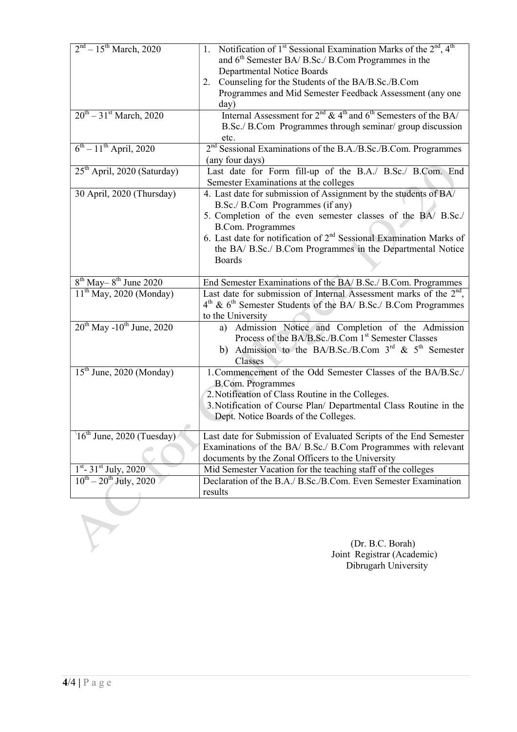| | |
|---|---|
| 2nd – 15th March, 2020 | 1. Notification of 1st Sessional Examination Marks of the 2nd, 4th and 6th Semester BA/ B.Sc./ B.Com Programmes in the Departmental Notice Boards<br>2. Counseling for the Students of the BA/B.Sc./B.Com Programmes and Mid Semester Feedback Assessment (any one day) |
| 20th – 31st March, 2020 | Internal Assessment for 2nd & 4th and 6th Semesters of the BA/ B.Sc./ B.Com Programmes through seminar/ group discussion etc. |
| 6th – 11th April, 2020 | 2nd Sessional Examinations of the B.A./B.Sc./B.Com. Programmes (any four days) |
| 25th April, 2020 (Saturday) | Last date for Form fill-up of the B.A./ B.Sc./ B.Com. End Semester Examinations at the colleges |
| 30 April, 2020 (Thursday) | 4. Last date for submission of Assignment by the students of BA/ B.Sc./ B.Com Programmes (if any)<br>5. Completion of the even semester classes of the BA/ B.Sc./ B.Com. Programmes<br>6. Last date for notification of 2nd Sessional Examination Marks of the BA/ B.Sc./ B.Com Programmes in the Departmental Notice Boards |
| 8th May– 8th June 2020 | End Semester Examinations of the BA/ B.Sc./ B.Com. Programmes |
| 11th May, 2020 (Monday) | Last date for submission of Internal Assessment marks of the 2nd, 4th & 6th Semester Students of the BA/ B.Sc./ B.Com Programmes to the University |
| 20th May -10th June, 2020 | a) Admission Notice and Completion of the Admission Process of the BA/B.Sc./B.Com 1st Semester Classes<br>b) Admission to the BA/B.Sc./B.Com 3rd & 5th Semester Classes |
| 15th June, 2020 (Monday) | 1. Commencement of the Odd Semester Classes of the BA/B.Sc./ B.Com. Programmes<br>2. Notification of Class Routine in the Colleges.<br>3. Notification of Course Plan/ Departmental Class Routine in the Dept. Notice Boards of the Colleges. |
| 16th June, 2020 (Tuesday) | Last date for Submission of Evaluated Scripts of the End Semester Examinations of the BA/ B.Sc./ B.Com Programmes with relevant documents by the Zonal Officers to the University |
| 1st- 31st July, 2020 | Mid Semester Vacation for the teaching staff of the colleges |
| 10th – 20th July, 2020 | Declaration of the B.A./ B.Sc./B.Com. Even Semester Examination results |

(Dr. B.C. Borah)
Joint Registrar (Academic)
Dibrugarh University